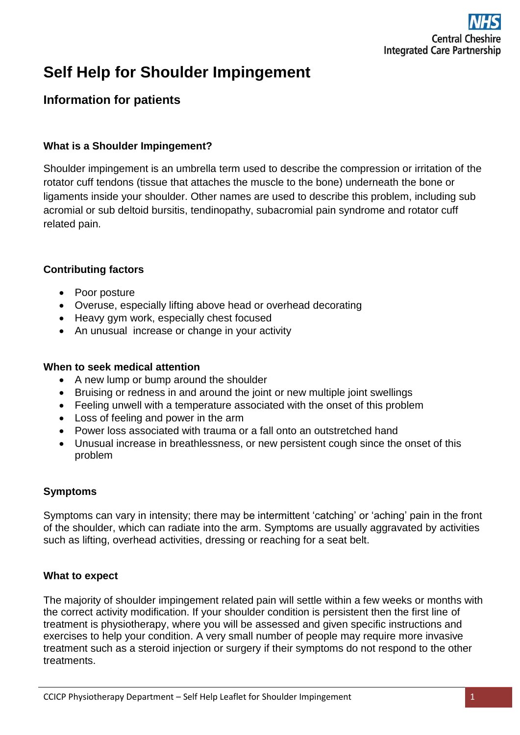# Self Help for Shoulder Impingement

## Information for patients

### What is a Shoulder Impingement?

Shoulder impingement is an umbrella term used to describe the compression or irritation of the rotator cuff tendons (tissue that attaches the muscle to the bone) underneath the bone or ligaments inside your shoulder. Other names are used to describe this problem, including sub acromial or sub deltoid bursitis, tendinopathy, subacromial pain syndrome and rotator cuff related pain.

### Contributing factors

- Poor posture
- Overuse, especially lifting above head or overhead decorating
- Heavy gym work, especially chest focused
- An unusual increase or change in your activity

### When to seek medical attention

- A new lump or bump around the shoulder
- Bruising or redness in and around the joint or new multiple joint swellings
- Feeling unwell with a temperature associated with the onset of this problem
- Loss of feeling and power in the arm
- Power loss associated with trauma or a fall onto an outstretched hand
- Unusual increase in breathlessness, or new persistent cough since the onset of this problem

### Symptoms

Symptoms can vary in intensity; there may be intermittent 'catching' or 'aching' pain in the front of the shoulder, which can radiate into the arm. Symptoms are usually aggravated by activities such as lifting, overhead activities, dressing or reaching for a seat belt.

### What to expect

The majority of shoulder impingement related pain will settle within a few weeks or months with the correct activity modification. If your shoulder condition is persistent then the first line of treatment is physiotherapy, where you will be assessed and given specific instructions and exercises to help your condition. A very small number of people may require more invasive treatment such as a steroid injection or surgery if their symptoms do not respond to the other treatments.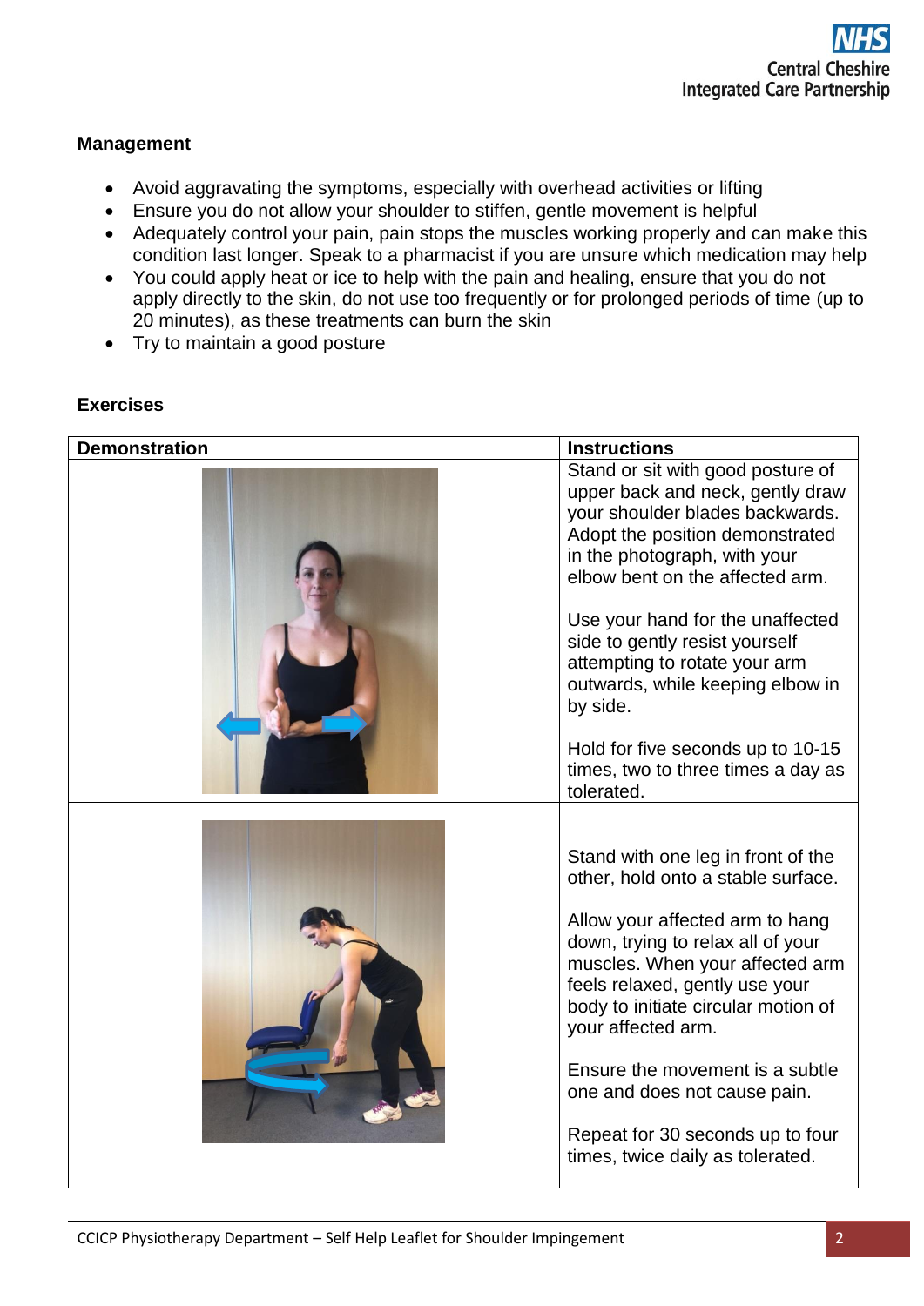## Management

- Avoid aggravating the symptoms, especially with overhead activities or lifting
- Ensure you do not allow your shoulder to stiffen, gentle movement is helpful
- Adequately control your pain, pain stops the muscles working properly and can make this condition last longer. Speak to a pharmacist if you are unsure which medication may help
- You could apply heat or ice to help with the pain and healing, ensure that you do not apply directly to the skin, do not use too frequently or for prolonged periods of time (up to 20 minutes), as these treatments can burn the skin
- Try to maintain a good posture

## Exercises

| Demonstration | Instructions |
| --- | --- |
| | Stand or sit with good posture of upper back and neck, gently draw your shoulder blades backwards. Adopt the position demonstrated in the photograph, with your elbow bent on the affected arm.<br><br>Use your hand for the unaffected side to gently resist yourself attempting to rotate your arm outwards, while keeping elbow in by side.<br><br>Hold for five seconds up to 10-15 times, two to three times a day as tolerated. |
| | Stand with one leg in front of the other, hold onto a stable surface.<br><br>Allow your affected arm to hang down, trying to relax all of your muscles. When your affected arm feels relaxed, gently use your body to initiate circular motion of your affected arm.<br><br>Ensure the movement is a subtle one and does not cause pain.<br><br>Repeat for 30 seconds up to four times, twice daily as tolerated. |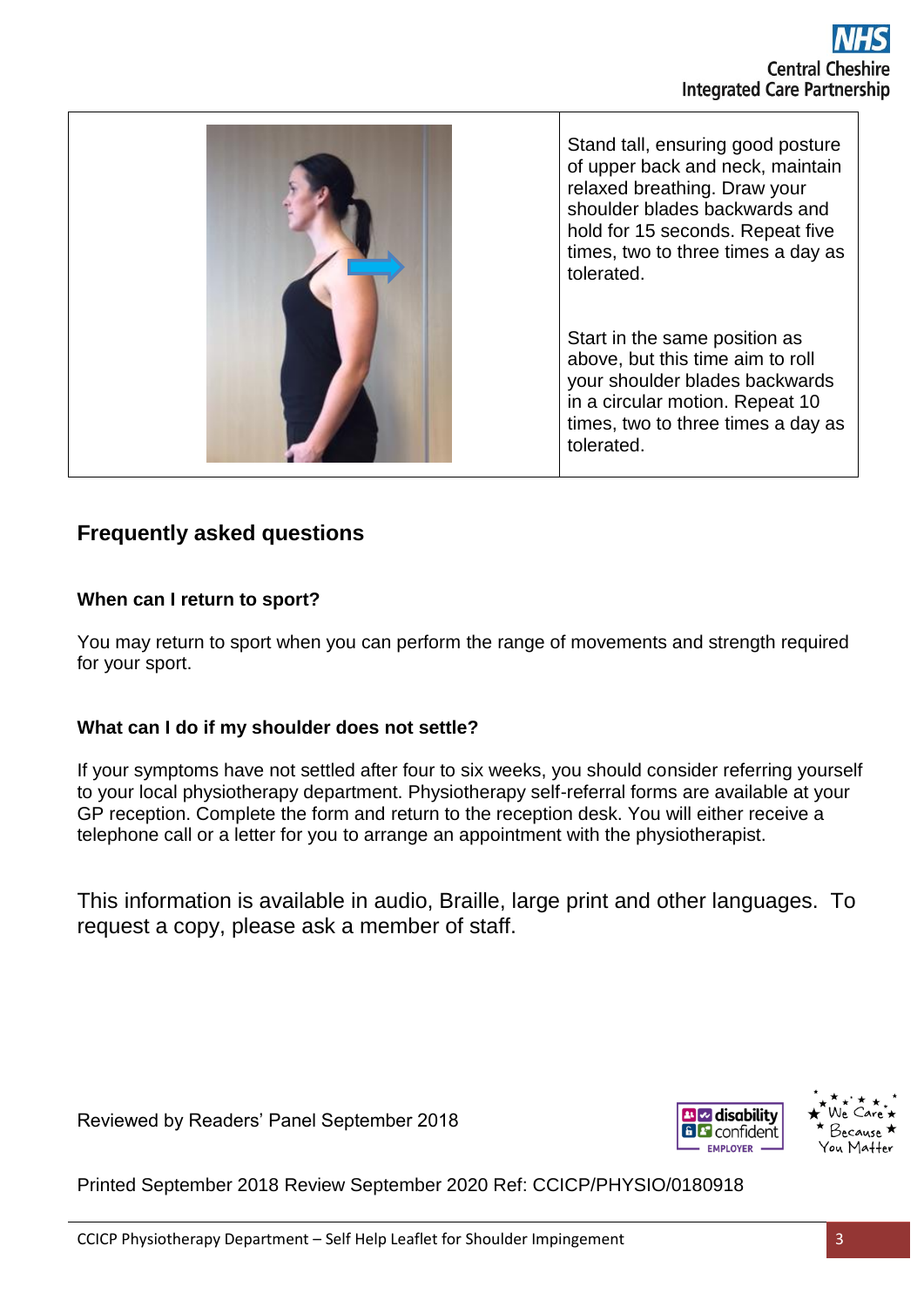| | |
|---|---|
| | Stand tall, ensuring good posture of upper back and neck, maintain relaxed breathing. Draw your shoulder blades backwards and hold for 15 seconds. Repeat five times, two to three times a day as tolerated.<br><br>Start in the same position as above, but this time aim to roll your shoulder blades backwards in a circular motion. Repeat 10 times, two to three times a day as tolerated. |

## Frequently asked questions

**When can I return to sport?**

You may return to sport when you can perform the range of movements and strength required for your sport.

**What can I do if my shoulder does not settle?**

If your symptoms have not settled after four to six weeks, you should consider referring yourself to your local physiotherapy department. Physiotherapy self-referral forms are available at your GP reception. Complete the form and return to the reception desk. You will either receive a telephone call or a letter for you to arrange an appointment with the physiotherapist.

This information is available in audio, Braille, large print and other languages. To request a copy, please ask a member of staff.

Reviewed by Readers' Panel September 2018

Printed September 2018 Review September 2020 Ref: CCICP/PHYSIO/0180918